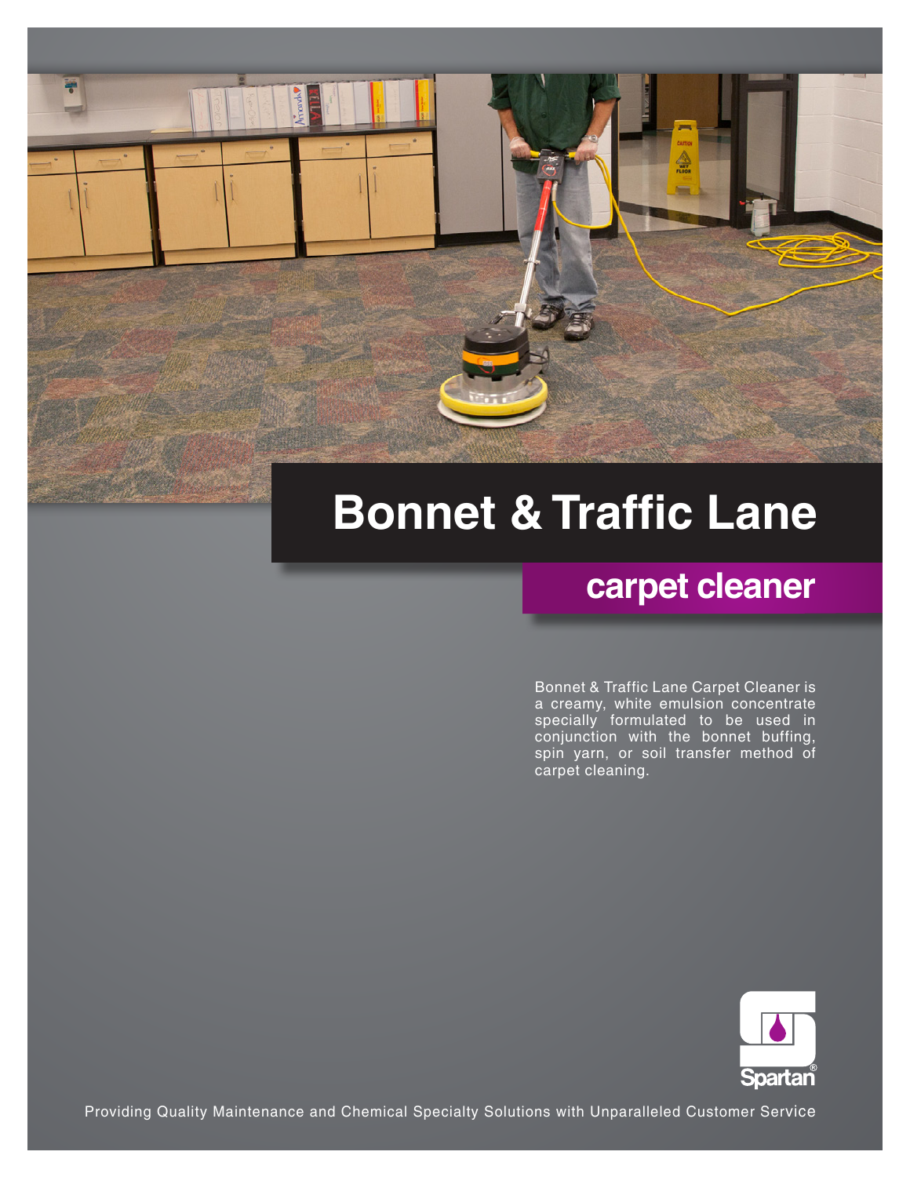# Bonnet & Traffic Lane

## carpet cleaner

Bonnet & Traffic Lane Carpet Cleaner is a creamy, white emulsion concentrate specially formulated to be used in conjunction with the bonnet buffing, spin yarn, or soil transfer method of carpet cleaning.

Spartan®

Providing Quality Maintenance and Chemical Specialty Solutions with Unparalleled Customer Service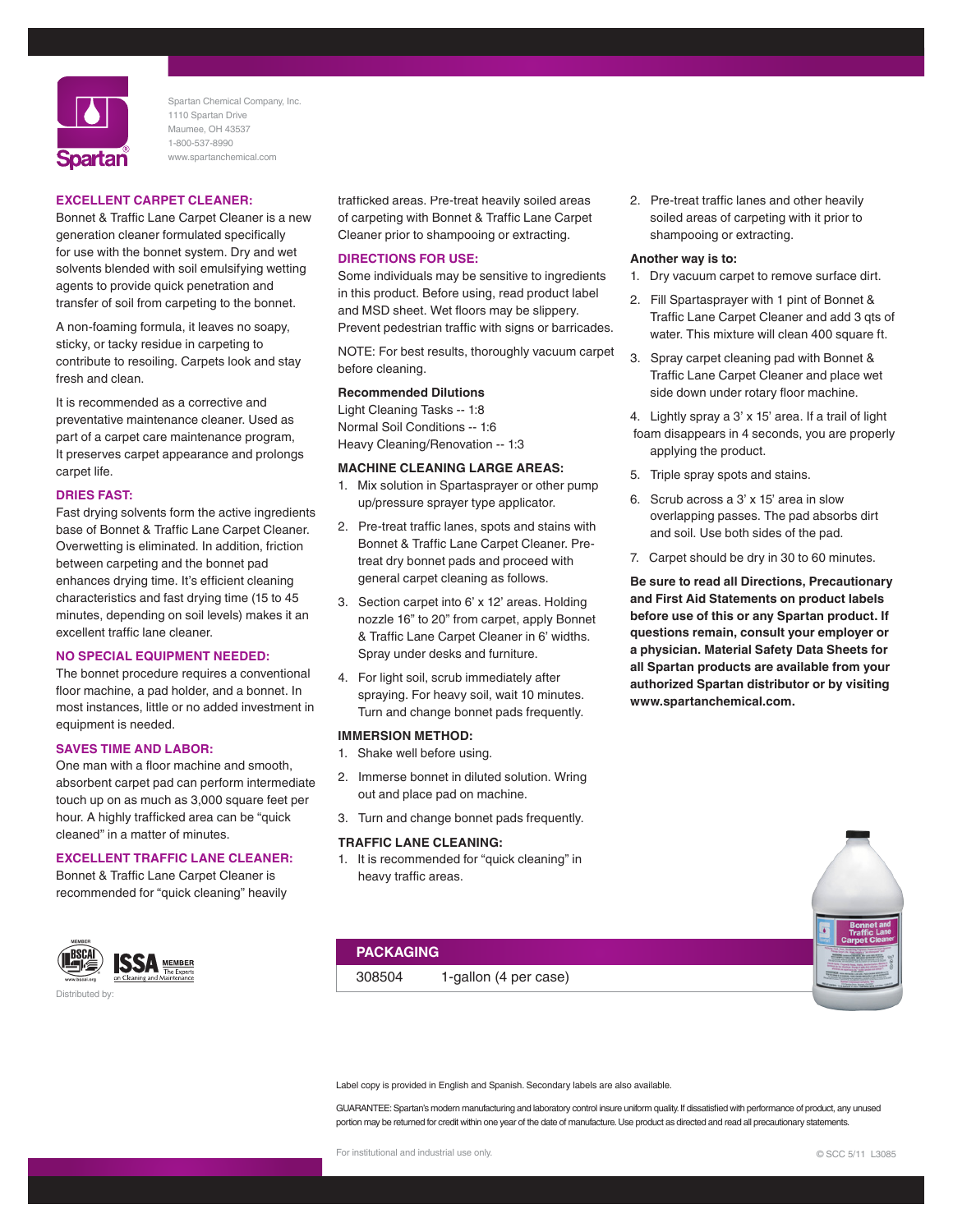Spartan Chemical Company, Inc.
1110 Spartan Drive
Maumee, OH 43537
1-800-537-8990
www.spartanchemical.com

### EXCELLENT CARPET CLEANER:

Bonnet & Traffic Lane Carpet Cleaner is a new generation cleaner formulated specifically for use with the bonnet system. Dry and wet solvents blended with soil emulsifying wetting agents to provide quick penetration and transfer of soil from carpeting to the bonnet.

A non-foaming formula, it leaves no soapy, sticky, or tacky residue in carpeting to contribute to resoiling. Carpets look and stay fresh and clean.

It is recommended as a corrective and preventative maintenance cleaner. Used as part of a carpet care maintenance program, It preserves carpet appearance and prolongs carpet life.

### DRIES FAST:

Fast drying solvents form the active ingredients base of Bonnet & Traffic Lane Carpet Cleaner. Overwetting is eliminated. In addition, friction between carpeting and the bonnet pad enhances drying time. It's efficient cleaning characteristics and fast drying time (15 to 45 minutes, depending on soil levels) makes it an excellent traffic lane cleaner.

### NO SPECIAL EQUIPMENT NEEDED:

The bonnet procedure requires a conventional floor machine, a pad holder, and a bonnet. In most instances, little or no added investment in equipment is needed.

### SAVES TIME AND LABOR:

One man with a floor machine and smooth, absorbent carpet pad can perform intermediate touch up on as much as 3,000 square feet per hour. A highly trafficked area can be "quick cleaned" in a matter of minutes.

### EXCELLENT TRAFFIC LANE CLEANER:

Bonnet & Traffic Lane Carpet Cleaner is recommended for "quick cleaning" heavily trafficked areas. Pre-treat heavily soiled areas of carpeting with Bonnet & Traffic Lane Carpet Cleaner prior to shampooing or extracting.

### DIRECTIONS FOR USE:

Some individuals may be sensitive to ingredients in this product. Before using, read product label and MSD sheet. Wet floors may be slippery. Prevent pedestrian traffic with signs or barricades.

NOTE: For best results, thoroughly vacuum carpet before cleaning.

**Recommended Dilutions**
Light Cleaning Tasks -- 1:8
Normal Soil Conditions -- 1:6
Heavy Cleaning/Renovation -- 1:3

### MACHINE CLEANING LARGE AREAS:

1. Mix solution in Spartasprayer or other pump up/pressure sprayer type applicator.
2. Pre-treat traffic lanes, spots and stains with Bonnet & Traffic Lane Carpet Cleaner. Pre-treat dry bonnet pads and proceed with general carpet cleaning as follows.
3. Section carpet into 6' x 12' areas. Holding nozzle 16" to 20" from carpet, apply Bonnet & Traffic Lane Carpet Cleaner in 6' widths. Spray under desks and furniture.
4. For light soil, scrub immediately after spraying. For heavy soil, wait 10 minutes. Turn and change bonnet pads frequently.

### IMMERSION METHOD:

1. Shake well before using.
2. Immerse bonnet in diluted solution. Wring out and place pad on machine.
3. Turn and change bonnet pads frequently.

### TRAFFIC LANE CLEANING:

1. It is recommended for "quick cleaning" in heavy traffic areas.
2. Pre-treat traffic lanes and other heavily soiled areas of carpeting with it prior to shampooing or extracting.

**Another way is to:**

1. Dry vacuum carpet to remove surface dirt.
2. Fill Spartasprayer with 1 pint of Bonnet & Traffic Lane Carpet Cleaner and add 3 qts of water. This mixture will clean 400 square ft.
3. Spray carpet cleaning pad with Bonnet & Traffic Lane Carpet Cleaner and place wet side down under rotary floor machine.
4. Lightly spray a 3' x 15' area. If a trail of light foam disappears in 4 seconds, you are properly applying the product.
5. Triple spray spots and stains.
6. Scrub across a 3' x 15' area in slow overlapping passes. The pad absorbs dirt and soil. Use both sides of the pad.
7. Carpet should be dry in 30 to 60 minutes.

**Be sure to read all Directions, Precautionary and First Aid Statements on product labels before use of this or any Spartan product. If questions remain, consult your employer or a physician. Material Safety Data Sheets for all Spartan products are available from your authorized Spartan distributor or by visiting www.spartanchemical.com.**

### PACKAGING

| | |
|---|---|
| 308504 | 1-gallon (4 per case) |

Distributed by:

Label copy is provided in English and Spanish. Secondary labels are also available.

GUARANTEE: Spartan's modern manufacturing and laboratory control insure uniform quality. If dissatisfied with performance of product, any unused portion may be returned for credit within one year of the date of manufacture. Use product as directed and read all precautionary statements.

For institutional and industrial use only.

© SCC 5/11 L3085